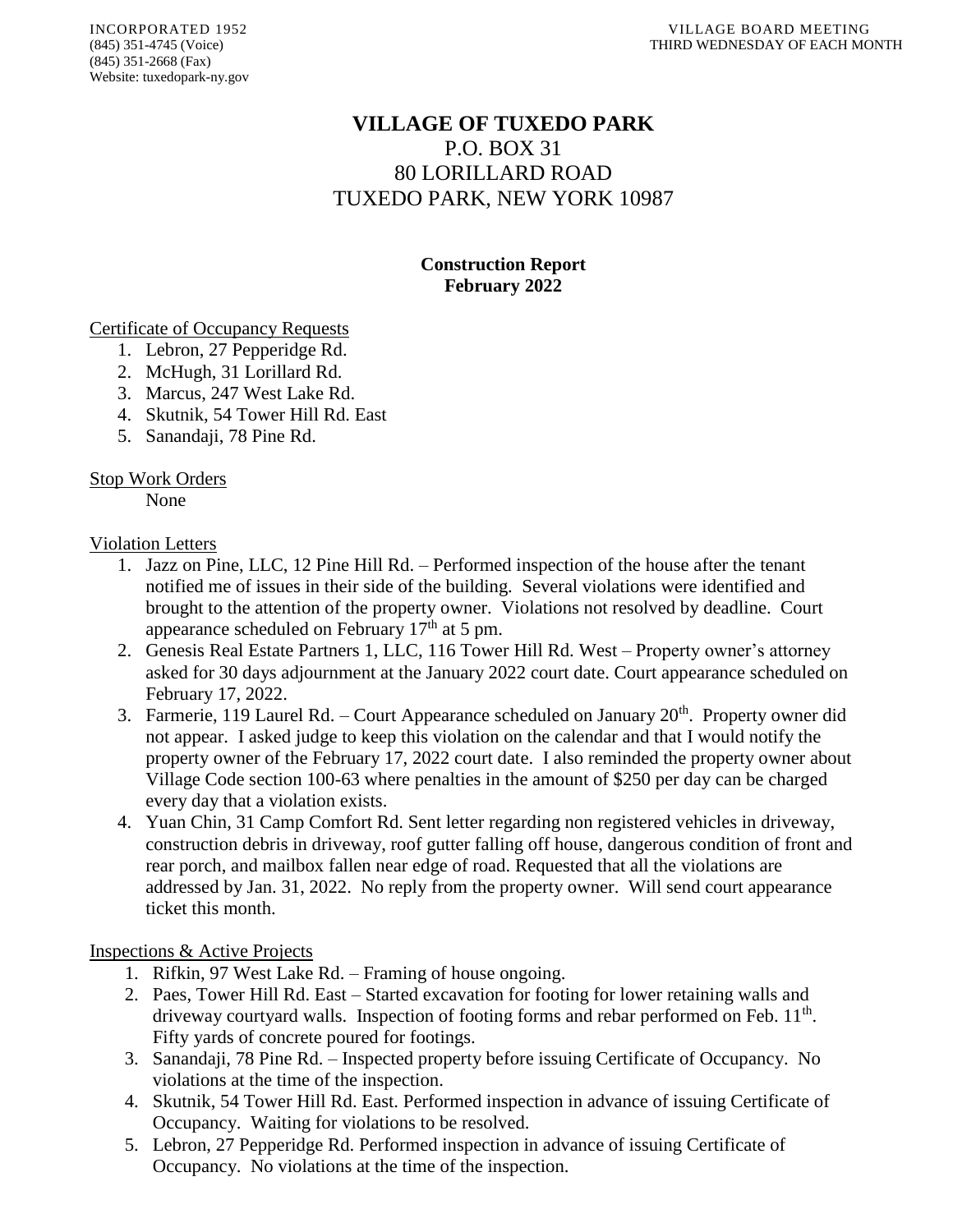INCORPORATED 1952
(845) 351-4745 (Voice)
(845) 351-2668 (Fax)
Website: tuxedopark-ny.gov

VILLAGE BOARD MEETING
THIRD WEDNESDAY OF EACH MONTH

# VILLAGE OF TUXEDO PARK

P.O. BOX 31
80 LORILLARD ROAD
TUXEDO PARK, NEW YORK 10987

## Construction Report
## February 2022

Certificate of Occupancy Requests

1. Lebron, 27 Pepperidge Rd.
2. McHugh, 31 Lorillard Rd.
3. Marcus, 247 West Lake Rd.
4. Skutnik, 54 Tower Hill Rd. East
5. Sanandaji, 78 Pine Rd.

Stop Work Orders

None

Violation Letters

1. Jazz on Pine, LLC, 12 Pine Hill Rd. – Performed inspection of the house after the tenant notified me of issues in their side of the building. Several violations were identified and brought to the attention of the property owner. Violations not resolved by deadline. Court appearance scheduled on February 17th at 5 pm.
2. Genesis Real Estate Partners 1, LLC, 116 Tower Hill Rd. West – Property owner's attorney asked for 30 days adjournment at the January 2022 court date. Court appearance scheduled on February 17, 2022.
3. Farmerie, 119 Laurel Rd. – Court Appearance scheduled on January 20th. Property owner did not appear. I asked judge to keep this violation on the calendar and that I would notify the property owner of the February 17, 2022 court date. I also reminded the property owner about Village Code section 100-63 where penalties in the amount of $250 per day can be charged every day that a violation exists.
4. Yuan Chin, 31 Camp Comfort Rd. Sent letter regarding non registered vehicles in driveway, construction debris in driveway, roof gutter falling off house, dangerous condition of front and rear porch, and mailbox fallen near edge of road. Requested that all the violations are addressed by Jan. 31, 2022. No reply from the property owner. Will send court appearance ticket this month.

Inspections & Active Projects

1. Rifkin, 97 West Lake Rd. – Framing of house ongoing.
2. Paes, Tower Hill Rd. East – Started excavation for footing for lower retaining walls and driveway courtyard walls. Inspection of footing forms and rebar performed on Feb. 11th. Fifty yards of concrete poured for footings.
3. Sanandaji, 78 Pine Rd. – Inspected property before issuing Certificate of Occupancy. No violations at the time of the inspection.
4. Skutnik, 54 Tower Hill Rd. East. Performed inspection in advance of issuing Certificate of Occupancy. Waiting for violations to be resolved.
5. Lebron, 27 Pepperidge Rd. Performed inspection in advance of issuing Certificate of Occupancy. No violations at the time of the inspection.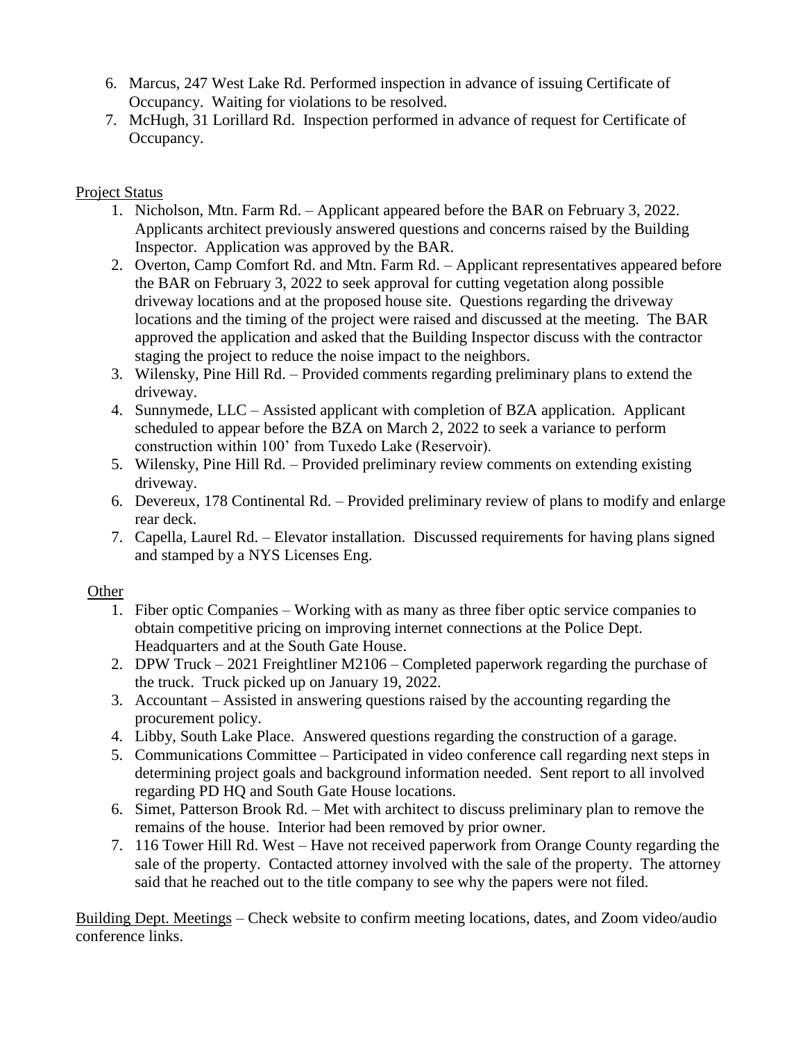6. Marcus, 247 West Lake Rd. Performed inspection in advance of issuing Certificate of Occupancy. Waiting for violations to be resolved.
7. McHugh, 31 Lorillard Rd. Inspection performed in advance of request for Certificate of Occupancy.

<u>Project Status</u>

1. Nicholson, Mtn. Farm Rd. – Applicant appeared before the BAR on February 3, 2022. Applicants architect previously answered questions and concerns raised by the Building Inspector. Application was approved by the BAR.
2. Overton, Camp Comfort Rd. and Mtn. Farm Rd. – Applicant representatives appeared before the BAR on February 3, 2022 to seek approval for cutting vegetation along possible driveway locations and at the proposed house site. Questions regarding the driveway locations and the timing of the project were raised and discussed at the meeting. The BAR approved the application and asked that the Building Inspector discuss with the contractor staging the project to reduce the noise impact to the neighbors.
3. Wilensky, Pine Hill Rd. – Provided comments regarding preliminary plans to extend the driveway.
4. Sunnymede, LLC – Assisted applicant with completion of BZA application. Applicant scheduled to appear before the BZA on March 2, 2022 to seek a variance to perform construction within 100' from Tuxedo Lake (Reservoir).
5. Wilensky, Pine Hill Rd. – Provided preliminary review comments on extending existing driveway.
6. Devereux, 178 Continental Rd. – Provided preliminary review of plans to modify and enlarge rear deck.
7. Capella, Laurel Rd. – Elevator installation. Discussed requirements for having plans signed and stamped by a NYS Licenses Eng.

<u>Other</u>

1. Fiber optic Companies – Working with as many as three fiber optic service companies to obtain competitive pricing on improving internet connections at the Police Dept. Headquarters and at the South Gate House.
2. DPW Truck – 2021 Freightliner M2106 – Completed paperwork regarding the purchase of the truck. Truck picked up on January 19, 2022.
3. Accountant – Assisted in answering questions raised by the accounting regarding the procurement policy.
4. Libby, South Lake Place. Answered questions regarding the construction of a garage.
5. Communications Committee – Participated in video conference call regarding next steps in determining project goals and background information needed. Sent report to all involved regarding PD HQ and South Gate House locations.
6. Simet, Patterson Brook Rd. – Met with architect to discuss preliminary plan to remove the remains of the house. Interior had been removed by prior owner.
7. 116 Tower Hill Rd. West – Have not received paperwork from Orange County regarding the sale of the property. Contacted attorney involved with the sale of the property. The attorney said that he reached out to the title company to see why the papers were not filed.

<u>Building Dept. Meetings</u> – Check website to confirm meeting locations, dates, and Zoom video/audio conference links.